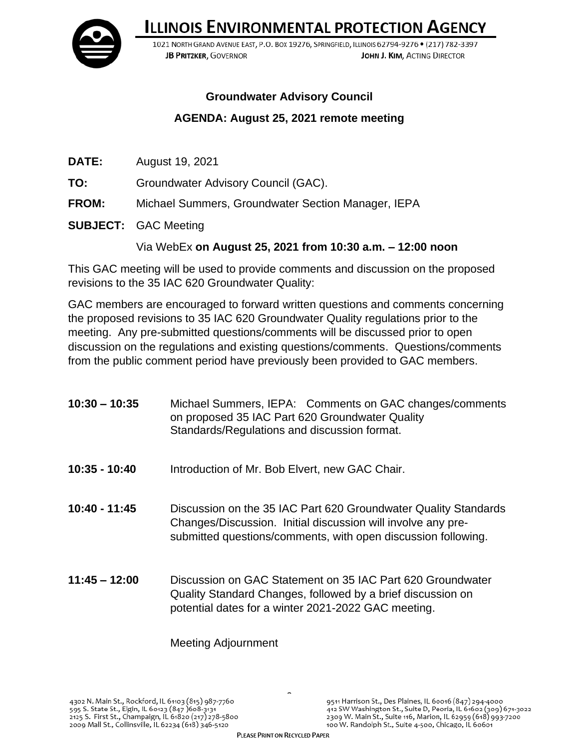# ILLINOIS ENVIRONMENTAL PROTECTION AGENCY

1021 NORTH GRAND AVENUE EAST, P.O. BOX 19276, SPRINGFIELD, ILLINOIS 62794-9276 • (217) 782-3397

**JB PRITZKER**, GOVERNOR **JOHN J. KIM**, ACTING DIRECTOR

## Groundwater Advisory Council

## AGENDA: August 25, 2021 remote meeting

**DATE:** August 19, 2021

**TO:** Groundwater Advisory Council (GAC).

**FROM:** Michael Summers, Groundwater Section Manager, IEPA

**SUBJECT:** GAC Meeting

Via WebEx **on August 25, 2021 from 10:30 a.m. – 12:00 noon**

This GAC meeting will be used to provide comments and discussion on the proposed revisions to the 35 IAC 620 Groundwater Quality:

GAC members are encouraged to forward written questions and comments concerning the proposed revisions to 35 IAC 620 Groundwater Quality regulations prior to the meeting. Any pre-submitted questions/comments will be discussed prior to open discussion on the regulations and existing questions/comments. Questions/comments from the public comment period have previously been provided to GAC members.

**10:30 – 10:35** Michael Summers, IEPA: Comments on GAC changes/comments on proposed 35 IAC Part 620 Groundwater Quality Standards/Regulations and discussion format.

**10:35 - 10:40** Introduction of Mr. Bob Elvert, new GAC Chair.

**10:40 - 11:45** Discussion on the 35 IAC Part 620 Groundwater Quality Standards Changes/Discussion. Initial discussion will involve any pre-submitted questions/comments, with open discussion following.

**11:45 – 12:00** Discussion on GAC Statement on 35 IAC Part 620 Groundwater Quality Standard Changes, followed by a brief discussion on potential dates for a winter 2021-2022 GAC meeting.

Meeting Adjournment

4302 N. Main St., Rockford, IL 61103 (815) 987-7760
595 S. State St., Elgin, IL 60123 (847 )608-3131
2125 S. First St., Champaign, IL 61820 (217) 278-5800
2009 Mall St., Collinsville, IL 62234 (618) 346-5120

9511 Harrison St., Des Plaines, IL 60016 (847) 294-4000
412 SW Washington St., Suite D, Peoria, IL 61602 (309) 671-3022
2309 W. Main St., Suite 116, Marion, IL 62959 (618) 993-7200
100 W. Randolph St., Suite 4-500, Chicago, IL 60601

PLEASE PRINT ON RECYCLED PAPER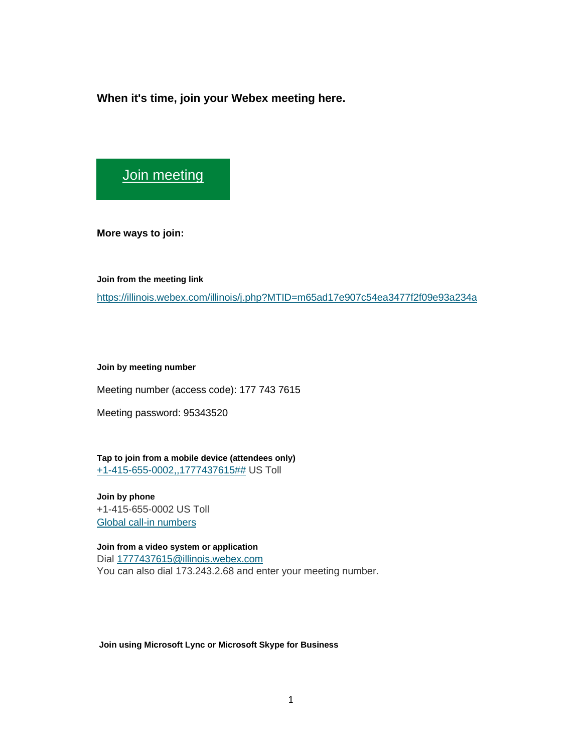**When it's time, join your Webex meeting here.**

[Join meeting](https://illinois.webex.com/illinois/j.php?MTID=m65ad17e907c54ea3477f2f09e93a234a)

**More ways to join:**

**Join from the meeting link**

https://illinois.webex.com/illinois/j.php?MTID=m65ad17e907c54ea3477f2f09e93a234a

**Join by meeting number**

Meeting number (access code): 177 743 7615

Meeting password: 95343520

**Tap to join from a mobile device (attendees only)**
+1-415-655-0002,,1777437615## US Toll

**Join by phone**
+1-415-655-0002 US Toll
Global call-in numbers

**Join from a video system or application**
Dial 1777437615@illinois.webex.com
You can also dial 173.243.2.68 and enter your meeting number.

**Join using Microsoft Lync or Microsoft Skype for Business**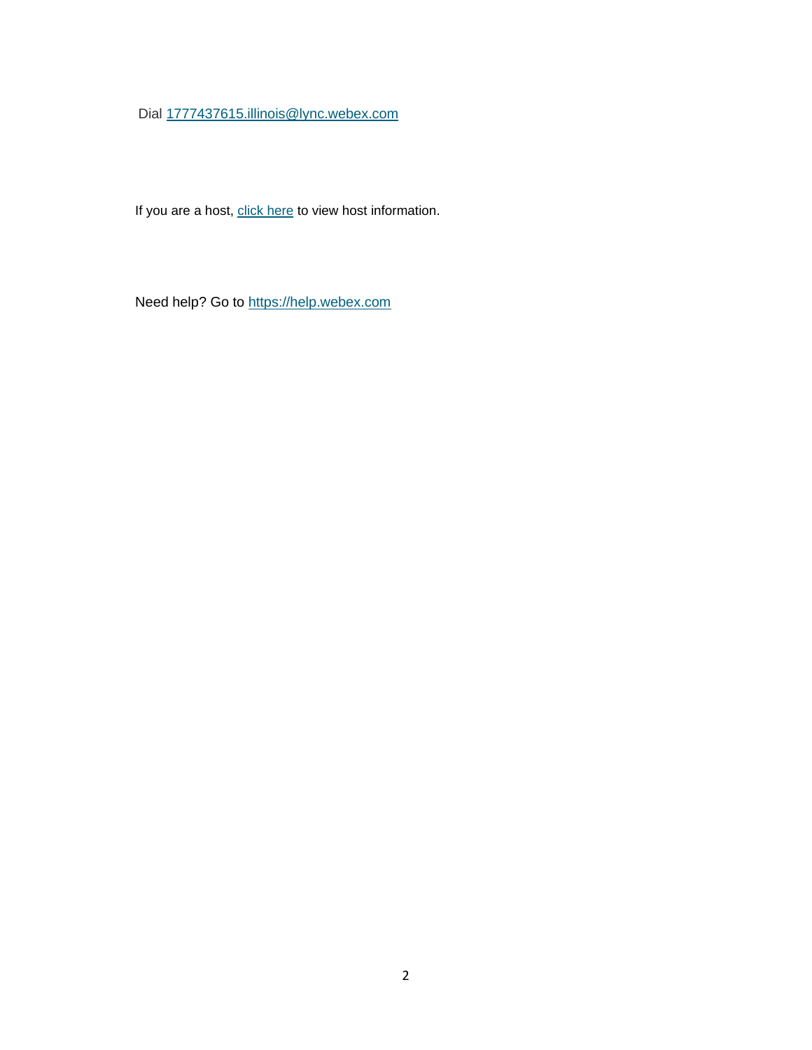Dial [1777437615.illinois@lync.webex.com](mailto:1777437615.illinois@lync.webex.com)

If you are a host, click here to view host information.

Need help? Go to [https://help.webex.com](https://help.webex.com)